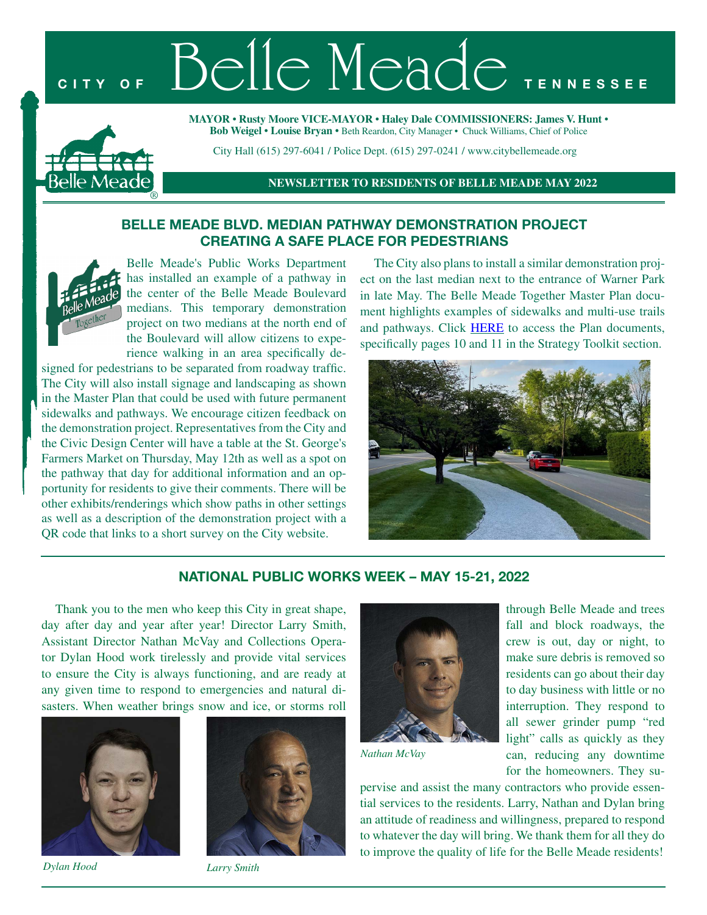# CITY OF Belle Meade TENNESSEE

**MAYOR • Rusty Moore VICE-MAYOR • Haley Dale COMMISSIONERS: James V. Hunt • Bob Weigel • Louise Bryan •** Beth Reardon, City Manager • Chuck Williams, Chief of Police

City Hall (615) 297-6041 / Police Dept. (615) 297-0241 / www.citybellemeade.org

**NEWSLETTER TO RESIDENTS OF BELLE MEADE MAY 2022**

## BELLE MEADE BLVD. MEDIAN PATHWAY DEMONSTRATION PROJECT CREATING A SAFE PLACE FOR PEDESTRIANS

Belle Meade's Public Works Department has installed an example of a pathway in the center of the Belle Meade Boulevard medians. This temporary demonstration project on two medians at the north end of the Boulevard will allow citizens to experience walking in an area specifically designed for pedestrians to be separated from roadway traffic. The City will also install signage and landscaping as shown in the Master Plan that could be used with future permanent sidewalks and pathways. We encourage citizen feedback on the demonstration project. Representatives from the City and the Civic Design Center will have a table at the St. George's Farmers Market on Thursday, May 12th as well as a spot on the pathway that day for additional information and an opportunity for residents to give their comments. There will be other exhibits/renderings which show paths in other settings as well as a description of the demonstration project with a QR code that links to a short survey on the City website.

The City also plans to install a similar demonstration project on the last median next to the entrance of Warner Park in late May. The Belle Meade Together Master Plan document highlights examples of sidewalks and multi-use trails and pathways. Click HERE to access the Plan documents, specifically pages 10 and 11 in the Strategy Toolkit section.

## NATIONAL PUBLIC WORKS WEEK – MAY 15-21, 2022

Thank you to the men who keep this City in great shape, day after day and year after year! Director Larry Smith, Assistant Director Nathan McVay and Collections Operator Dylan Hood work tirelessly and provide vital services to ensure the City is always functioning, and are ready at any given time to respond to emergencies and natural disasters. When weather brings snow and ice, or storms roll through Belle Meade and trees fall and block roadways, the crew is out, day or night, to make sure debris is removed so residents can go about their day to day business with little or no interruption. They respond to all sewer grinder pump "red light" calls as quickly as they can, reducing any downtime for the homeowners. They supervise and assist the many contractors who provide essential services to the residents. Larry, Nathan and Dylan bring an attitude of readiness and willingness, prepared to respond to whatever the day will bring. We thank them for all they do to improve the quality of life for the Belle Meade residents!

*Nathan McVay*

*Dylan Hood*

*Larry Smith*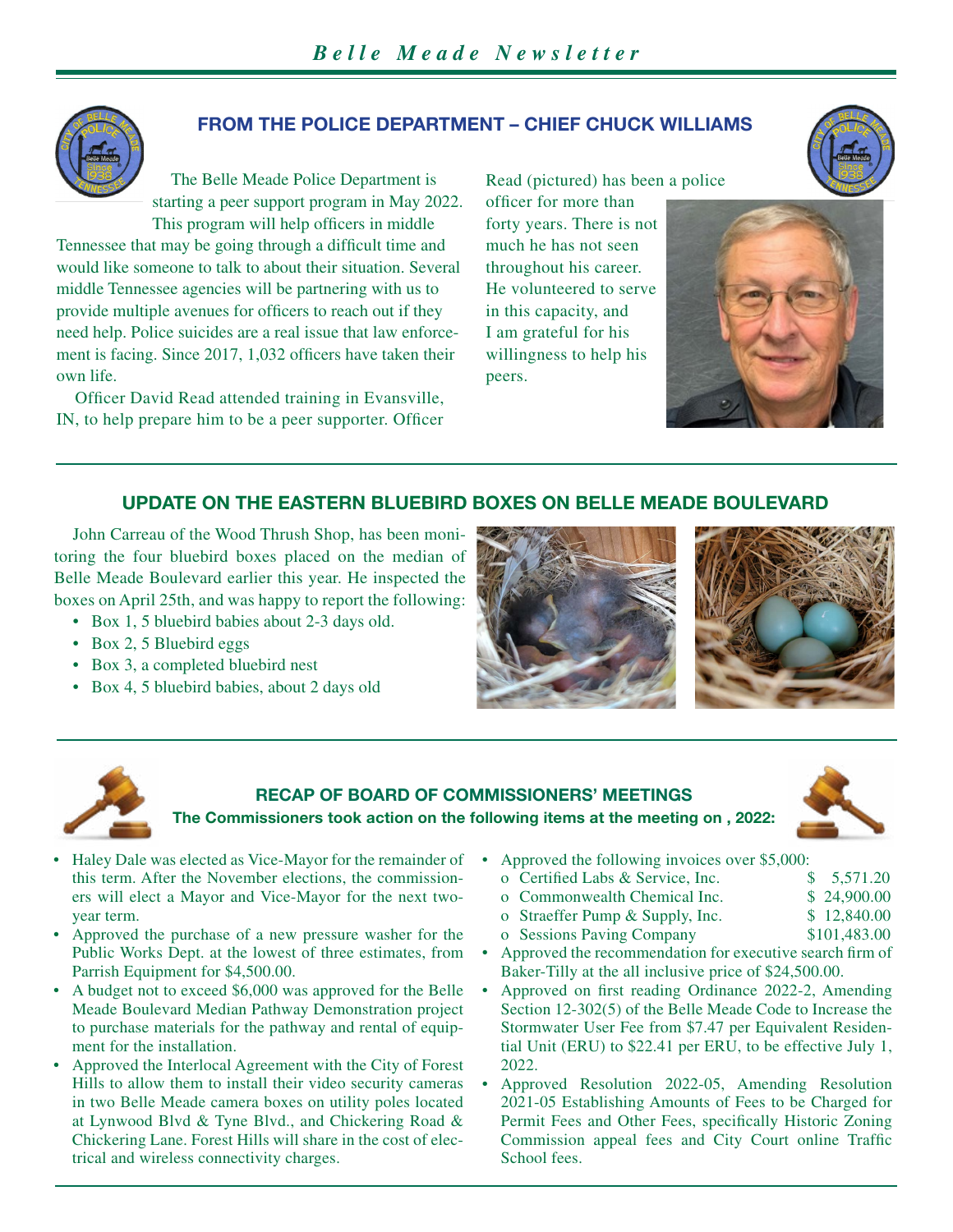## FROM THE POLICE DEPARTMENT – CHIEF CHUCK WILLIAMS

The Belle Meade Police Department is starting a peer support program in May 2022. This program will help officers in middle Tennessee that may be going through a difficult time and would like someone to talk to about their situation. Several middle Tennessee agencies will be partnering with us to provide multiple avenues for officers to reach out if they need help. Police suicides are a real issue that law enforcement is facing. Since 2017, 1,032 officers have taken their own life.

Officer David Read attended training in Evansville, IN, to help prepare him to be a peer supporter. Officer Read (pictured) has been a police officer for more than forty years. There is not much he has not seen throughout his career. He volunteered to serve in this capacity, and I am grateful for his willingness to help his peers.

## UPDATE ON THE EASTERN BLUEBIRD BOXES ON BELLE MEADE BOULEVARD

John Carreau of the Wood Thrush Shop, has been monitoring the four bluebird boxes placed on the median of Belle Meade Boulevard earlier this year. He inspected the boxes on April 25th, and was happy to report the following:

- Box 1, 5 bluebird babies about 2-3 days old.
- Box 2, 5 Bluebird eggs
- Box 3, a completed bluebird nest
- Box 4, 5 bluebird babies, about 2 days old

## RECAP OF BOARD OF COMMISSIONERS' MEETINGS

**The Commissioners took action on the following items at the meeting on , 2022:**

- Haley Dale was elected as Vice-Mayor for the remainder of this term. After the November elections, the commissioners will elect a Mayor and Vice-Mayor for the next two-year term.
- Approved the purchase of a new pressure washer for the Public Works Dept. at the lowest of three estimates, from Parrish Equipment for $4,500.00.
- A budget not to exceed $6,000 was approved for the Belle Meade Boulevard Median Pathway Demonstration project to purchase materials for the pathway and rental of equipment for the installation.
- Approved the Interlocal Agreement with the City of Forest Hills to allow them to install their video security cameras in two Belle Meade camera boxes on utility poles located at Lynwood Blvd & Tyne Blvd., and Chickering Road & Chickering Lane. Forest Hills will share in the cost of electrical and wireless connectivity charges.
- Approved the following invoices over $5,000:
  - Certified Labs & Service, Inc. $ 5,571.20
  - Commonwealth Chemical Inc. $ 24,900.00
  - Straeffer Pump & Supply, Inc. $ 12,840.00
  - Sessions Paving Company $101,483.00
- Approved the recommendation for executive search firm of Baker-Tilly at the all inclusive price of $24,500.00.
- Approved on first reading Ordinance 2022-2, Amending Section 12-302(5) of the Belle Meade Code to Increase the Stormwater User Fee from $7.47 per Equivalent Residential Unit (ERU) to $22.41 per ERU, to be effective July 1, 2022.
- Approved Resolution 2022-05, Amending Resolution 2021-05 Establishing Amounts of Fees to be Charged for Permit Fees and Other Fees, specifically Historic Zoning Commission appeal fees and City Court online Traffic School fees.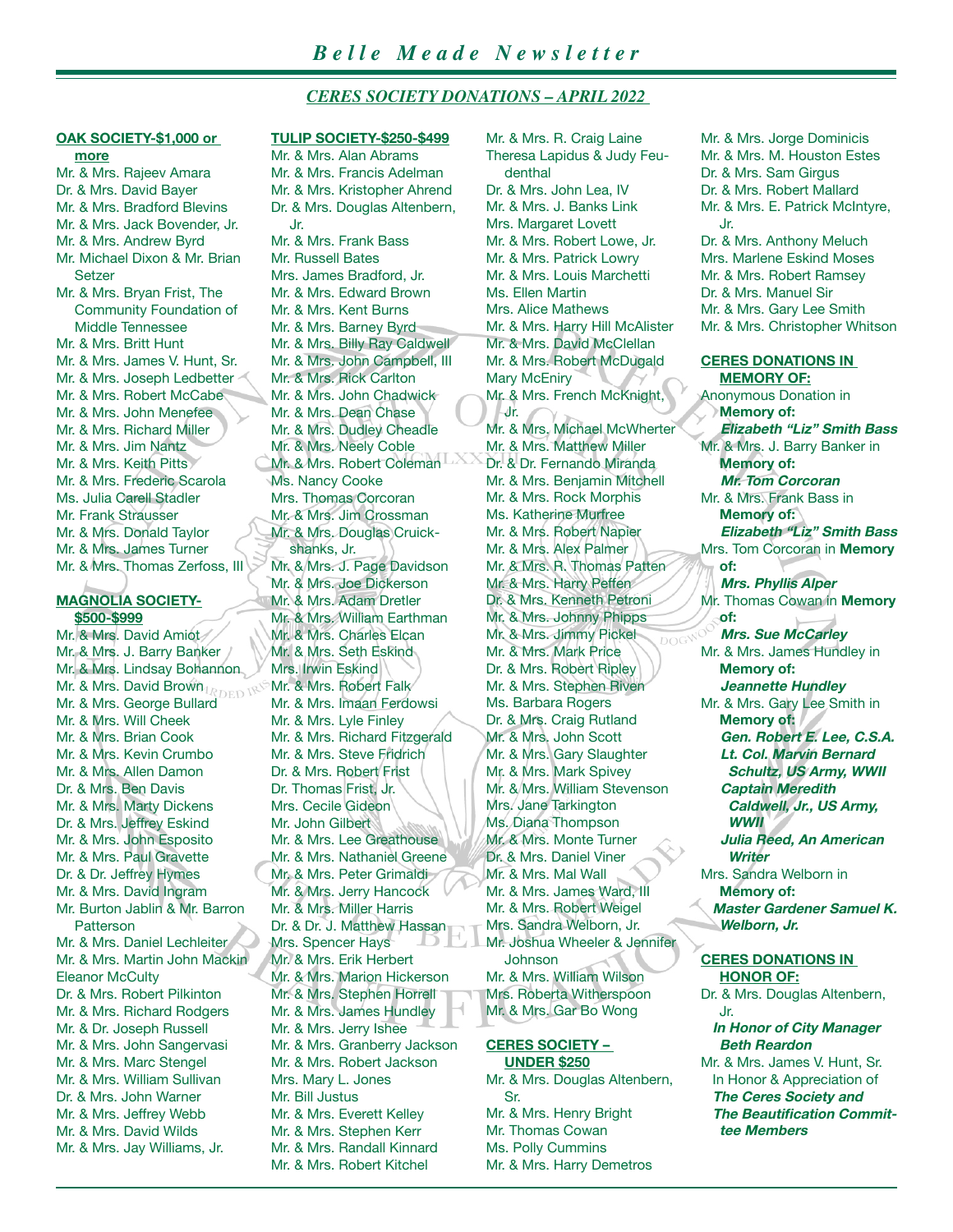## CERES SOCIETY DONATIONS – APRIL 2022

### OAK SOCIETY-$1,000 or more

Mr. & Mrs. Rajeev Amara
Dr. & Mrs. David Bayer
Mr. & Mrs. Bradford Blevins
Mr. & Mrs. Jack Bovender, Jr.
Mr. & Mrs. Andrew Byrd
Mr. Michael Dixon & Mr. Brian Setzer
Mr. & Mrs. Bryan Frist, The Community Foundation of Middle Tennessee
Mr. & Mrs. Britt Hunt
Mr. & Mrs. James V. Hunt, Sr.
Mr. & Mrs. Joseph Ledbetter
Mr. & Mrs. Robert McCabe
Mr. & Mrs. John Menefee
Mr. & Mrs. Richard Miller
Mr. & Mrs. Jim Nantz
Mr. & Mrs. Keith Pitts
Mr. & Mrs. Frederic Scarola
Ms. Julia Carell Stadler
Mr. Frank Strausser
Mr. & Mrs. Donald Taylor
Mr. & Mrs. James Turner
Mr. & Mrs. Thomas Zerfoss, III

### MAGNOLIA SOCIETY-$500-$999

Mr. & Mrs. David Amiot
Mr. & Mrs. J. Barry Banker
Mr. & Mrs. Lindsay Bohannon
Mr. & Mrs. David Brown
Mr. & Mrs. George Bullard
Mr. & Mrs. Will Cheek
Mr. & Mrs. Brian Cook
Mr. & Mrs. Kevin Crumbo
Mr. & Mrs. Allen Damon
Dr. & Mrs. Ben Davis
Mr. & Mrs. Marty Dickens
Dr. & Mrs. Jeffrey Eskind
Mr. & Mrs. John Esposito
Mr. & Mrs. Paul Gravette
Dr. & Dr. Jeffrey Hymes
Mr. & Mrs. David Ingram
Mr. Burton Jablin & Mr. Barron Patterson
Mr. & Mrs. Daniel Lechleiter
Mr. & Mrs. Martin John Mackin
Eleanor McCulty
Dr. & Mrs. Robert Pilkinton
Mr. & Mrs. Richard Rodgers
Mr. & Dr. Joseph Russell
Mr. & Mrs. John Sangervasi
Mr. & Mrs. Marc Stengel
Mr. & Mrs. William Sullivan
Dr. & Mrs. John Warner
Mr. & Mrs. Jeffrey Webb
Mr. & Mrs. David Wilds
Mr. & Mrs. Jay Williams, Jr.

### TULIP SOCIETY-$250-$499

Mr. & Mrs. Alan Abrams
Mr. & Mrs. Francis Adelman
Mr. & Mrs. Kristopher Ahrend
Dr. & Mrs. Douglas Altenbern, Jr.
Mr. & Mrs. Frank Bass
Mr. Russell Bates
Mrs. James Bradford, Jr.
Mr. & Mrs. Edward Brown
Mr. & Mrs. Kent Burns
Mr. & Mrs. Barney Byrd
Mr. & Mrs. Billy Ray Caldwell
Mr. & Mrs. John Campbell, III
Mr. & Mrs. Rick Carlton
Mr. & Mrs. John Chadwick
Mr. & Mrs. Dean Chase
Mr. & Mrs. Dudley Cheadle
Mr. & Mrs. Neely Coble
Mr. & Mrs. Robert Coleman
Ms. Nancy Cooke
Mrs. Thomas Corcoran
Mr. & Mrs. Jim Crossman
Mr. & Mrs. Douglas Cruickshanks, Jr.
Mr. & Mrs. J. Page Davidson
Mr. & Mrs. Joe Dickerson
Mr. & Mrs. Adam Dretler
Mr. & Mrs. William Earthman
Mr. & Mrs. Charles Elcan
Mr. & Mrs. Seth Eskind
Mrs. Irwin Eskind
Mr. & Mrs. Robert Falk
Mr. & Mrs. Imaan Ferdowsi
Mr. & Mrs. Lyle Finley
Mr. & Mrs. Richard Fitzgerald
Mr. & Mrs. Steve Fridrich
Dr. & Mrs. Robert Frist
Dr. Thomas Frist, Jr.
Mrs. Cecile Gideon
Mr. John Gilbert
Mr. & Mrs. Lee Greathouse
Mr. & Mrs. Nathaniel Greene
Mr. & Mrs. Peter Grimaldi
Mr. & Mrs. Jerry Hancock
Mr. & Mrs. Miller Harris
Dr. & Dr. J. Matthew Hassan
Mrs. Spencer Hays
Mr. & Mrs. Erik Herbert
Mr. & Mrs. Marion Hickerson
Mr. & Mrs. Stephen Horrell
Mr. & Mrs. James Hundley
Mr. & Mrs. Jerry Ishee
Mr. & Mrs. Granberry Jackson
Mr. & Mrs. Robert Jackson
Mrs. Mary L. Jones
Mr. Bill Justus
Mr. & Mrs. Everett Kelley
Mr. & Mrs. Stephen Kerr
Mr. & Mrs. Randall Kinnard
Mr. & Mrs. Robert Kitchel
Mr. & Mrs. R. Craig Laine
Theresa Lapidus & Judy Feudenthal
Dr. & Mrs. John Lea, IV
Mr. & Mrs. J. Banks Link
Mrs. Margaret Lovett
Mr. & Mrs. Robert Lowe, Jr.
Mr. & Mrs. Patrick Lowry
Mr. & Mrs. Louis Marchetti
Ms. Ellen Martin
Mrs. Alice Mathews
Mr. & Mrs. Harry Hill McAlister
Mr. & Mrs. David McClellan
Mr. & Mrs. Robert McDugald
Mary McEniry
Mr. & Mrs. French McKnight, Jr.
Mr. & Mrs. Michael McWherter
Mr. & Mrs. Matthew Miller
Dr. & Dr. Fernando Miranda
Mr. & Mrs. Benjamin Mitchell
Mr. & Mrs. Rock Morphis
Ms. Katherine Murfree
Mr. & Mrs. Robert Napier
Mr. & Mrs. Alex Palmer
Mr. & Mrs. R. Thomas Patten
Mr. & Mrs. Harry Peffen
Dr. & Mrs. Kenneth Petroni
Mr. & Mrs. Johnny Phipps
Mr. & Mrs. Jimmy Pickel
Mr. & Mrs. Mark Price
Dr. & Mrs. Robert Ripley
Mr. & Mrs. Stephen Riven
Ms. Barbara Rogers
Dr. & Mrs. Craig Rutland
Mr. & Mrs. John Scott
Mr. & Mrs. Gary Slaughter
Mr. & Mrs. Mark Spivey
Mr. & Mrs. William Stevenson
Mrs. Jane Tarkington
Ms. Diana Thompson
Mr. & Mrs. Monte Turner
Dr. & Mrs. Daniel Viner
Mr. & Mrs. Mal Wall
Mr. & Mrs. James Ward, III
Mr. & Mrs. Robert Weigel
Mrs. Sandra Welborn, Jr.
Mr. Joshua Wheeler & Jennifer Johnson
Mr. & Mrs. William Wilson
Mrs. Roberta Witherspoon
Mr. & Mrs. Gar Bo Wong

### CERES SOCIETY – UNDER $250

Mr. & Mrs. Douglas Altenbern, Sr.
Mr. & Mrs. Henry Bright
Mr. Thomas Cowan
Ms. Polly Cummins
Mr. & Mrs. Harry Demetros
Mr. & Mrs. Jorge Dominicis
Mr. & Mrs. M. Houston Estes
Dr. & Mrs. Sam Girgus
Dr. & Mrs. Robert Mallard
Mr. & Mrs. E. Patrick McIntyre, Jr.
Dr. & Mrs. Anthony Meluch
Mrs. Marlene Eskind Moses
Mr. & Mrs. Robert Ramsey
Dr. & Mrs. Manuel Sir
Mr. & Mrs. Gary Lee Smith
Mr. & Mrs. Christopher Whitson

### CERES DONATIONS IN MEMORY OF:

Anonymous Donation in **Memory of:** ***Elizabeth "Liz" Smith Bass***

Mr. & Mrs. J. Barry Banker in **Memory of:** ***Mr. Tom Corcoran***

Mr. & Mrs. Frank Bass in **Memory of:** ***Elizabeth "Liz" Smith Bass***

Mrs. Tom Corcoran in **Memory of:** ***Mrs. Phyllis Alper***

Mr. Thomas Cowan in **Memory of:** ***Mrs. Sue McCarley***

Mr. & Mrs. James Hundley in **Memory of:** ***Jeannette Hundley***

Mr. & Mrs. Gary Lee Smith in **Memory of:**
***Gen. Robert E. Lee, C.S.A.***
***Lt. Col. Marvin Bernard Schultz, US Army, WWII***
***Captain Meredith Caldwell, Jr., US Army, WWII***
***Julia Reed, An American Writer***

Mrs. Sandra Welborn in **Memory of:** ***Master Gardener Samuel K. Welborn, Jr.***

### CERES DONATIONS IN HONOR OF:

Dr. & Mrs. Douglas Altenbern, Jr.
***In Honor of City Manager Beth Reardon***

Mr. & Mrs. James V. Hunt, Sr.
In Honor & Appreciation of ***The Ceres Society and The Beautification Committee Members***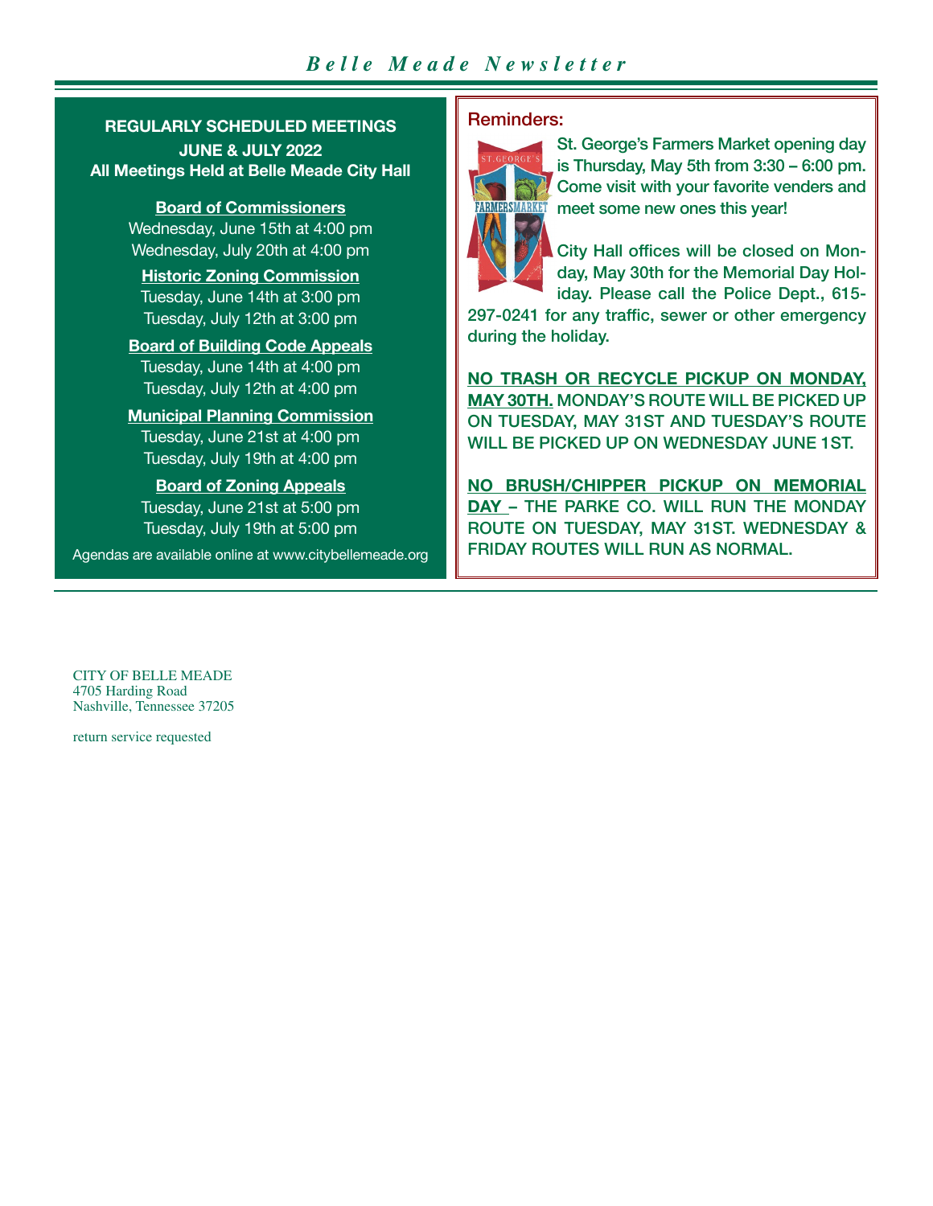## REGULARLY SCHEDULED MEETINGS
### JUNE & JULY 2022
**All Meetings Held at Belle Meade City Hall**

**Board of Commissioners**
Wednesday, June 15th at 4:00 pm
Wednesday, July 20th at 4:00 pm

**Historic Zoning Commission**
Tuesday, June 14th at 3:00 pm
Tuesday, July 12th at 3:00 pm

**Board of Building Code Appeals**
Tuesday, June 14th at 4:00 pm
Tuesday, July 12th at 4:00 pm

**Municipal Planning Commission**
Tuesday, June 21st at 4:00 pm
Tuesday, July 19th at 4:00 pm

**Board of Zoning Appeals**
Tuesday, June 21st at 5:00 pm
Tuesday, July 19th at 5:00 pm

Agendas are available online at www.citybellemeade.org

## Reminders:

St. George's Farmers Market opening day is Thursday, May 5th from 3:30 – 6:00 pm. Come visit with your favorite venders and meet some new ones this year!

City Hall offices will be closed on Monday, May 30th for the Memorial Day Holiday. Please call the Police Dept., 615-297-0241 for any traffic, sewer or other emergency during the holiday.

**NO TRASH OR RECYCLE PICKUP ON MONDAY, MAY 30TH.** MONDAY'S ROUTE WILL BE PICKED UP ON TUESDAY, MAY 31ST AND TUESDAY'S ROUTE WILL BE PICKED UP ON WEDNESDAY JUNE 1ST.

**NO BRUSH/CHIPPER PICKUP ON MEMORIAL DAY** – THE PARKE CO. WILL RUN THE MONDAY ROUTE ON TUESDAY, MAY 31ST. WEDNESDAY & FRIDAY ROUTES WILL RUN AS NORMAL.

CITY OF BELLE MEADE
4705 Harding Road
Nashville, Tennessee 37205

return service requested